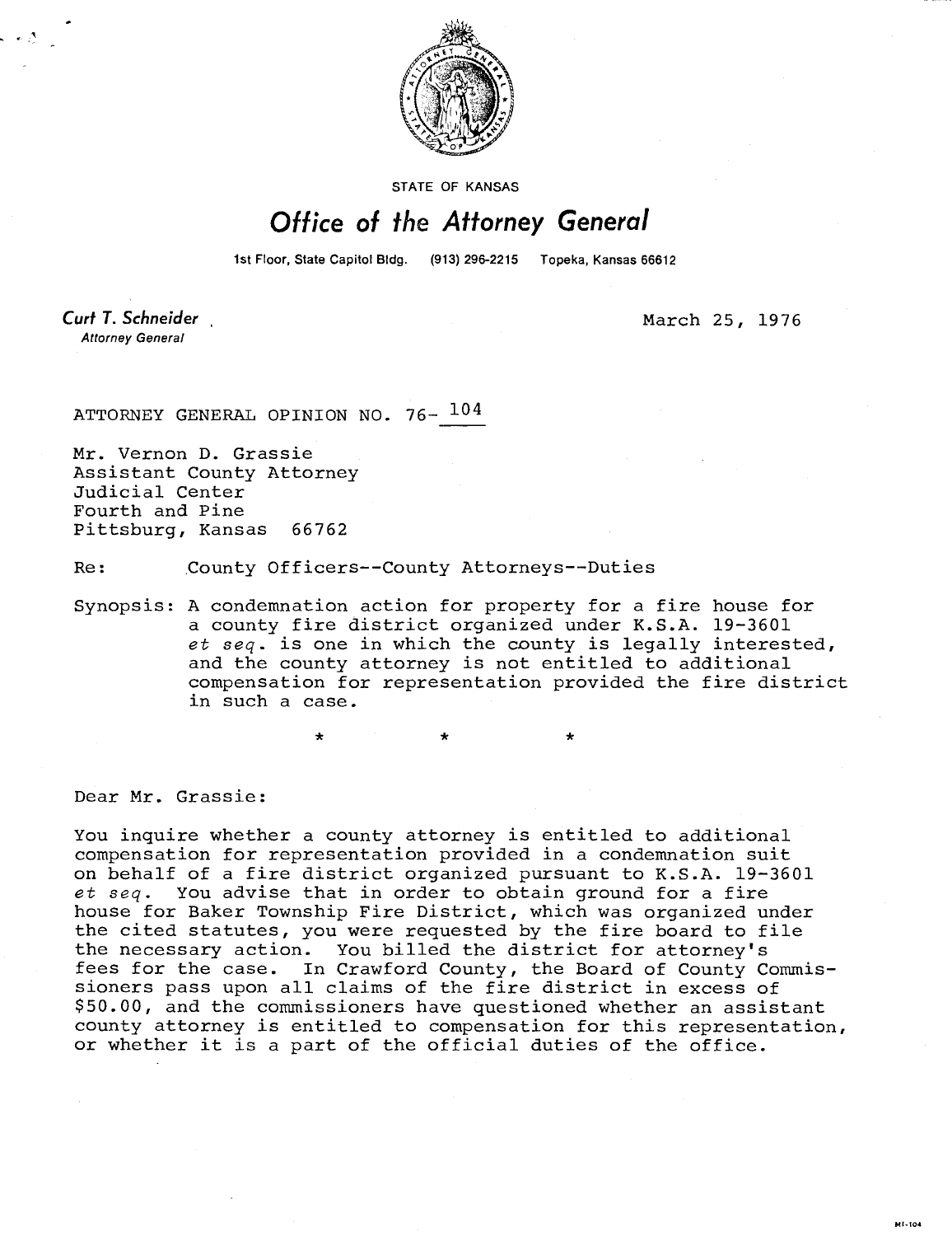STATE OF KANSAS

# Office of the Attorney General

1st Floor, State Capitol Bldg. (913) 296-2215 Topeka, Kansas 66612

**Curt T. Schneider**
*Attorney General*

March 25, 1976

ATTORNEY GENERAL OPINION NO. 76-104

Mr. Vernon D. Grassie
Assistant County Attorney
Judicial Center
Fourth and Pine
Pittsburg, Kansas 66762

Re: County Officers--County Attorneys--Duties

Synopsis: A condemnation action for property for a fire house for a county fire district organized under K.S.A. 19-3601 *et seq.* is one in which the county is legally interested, and the county attorney is not entitled to additional compensation for representation provided the fire district in such a case.

\* \* \*

Dear Mr. Grassie:

You inquire whether a county attorney is entitled to additional compensation for representation provided in a condemnation suit on behalf of a fire district organized pursuant to K.S.A. 19-3601 *et seq.* You advise that in order to obtain ground for a fire house for Baker Township Fire District, which was organized under the cited statutes, you were requested by the fire board to file the necessary action. You billed the district for attorney's fees for the case. In Crawford County, the Board of County Commissioners pass upon all claims of the fire district in excess of $50.00, and the commissioners have questioned whether an assistant county attorney is entitled to compensation for this representation, or whether it is a part of the official duties of the office.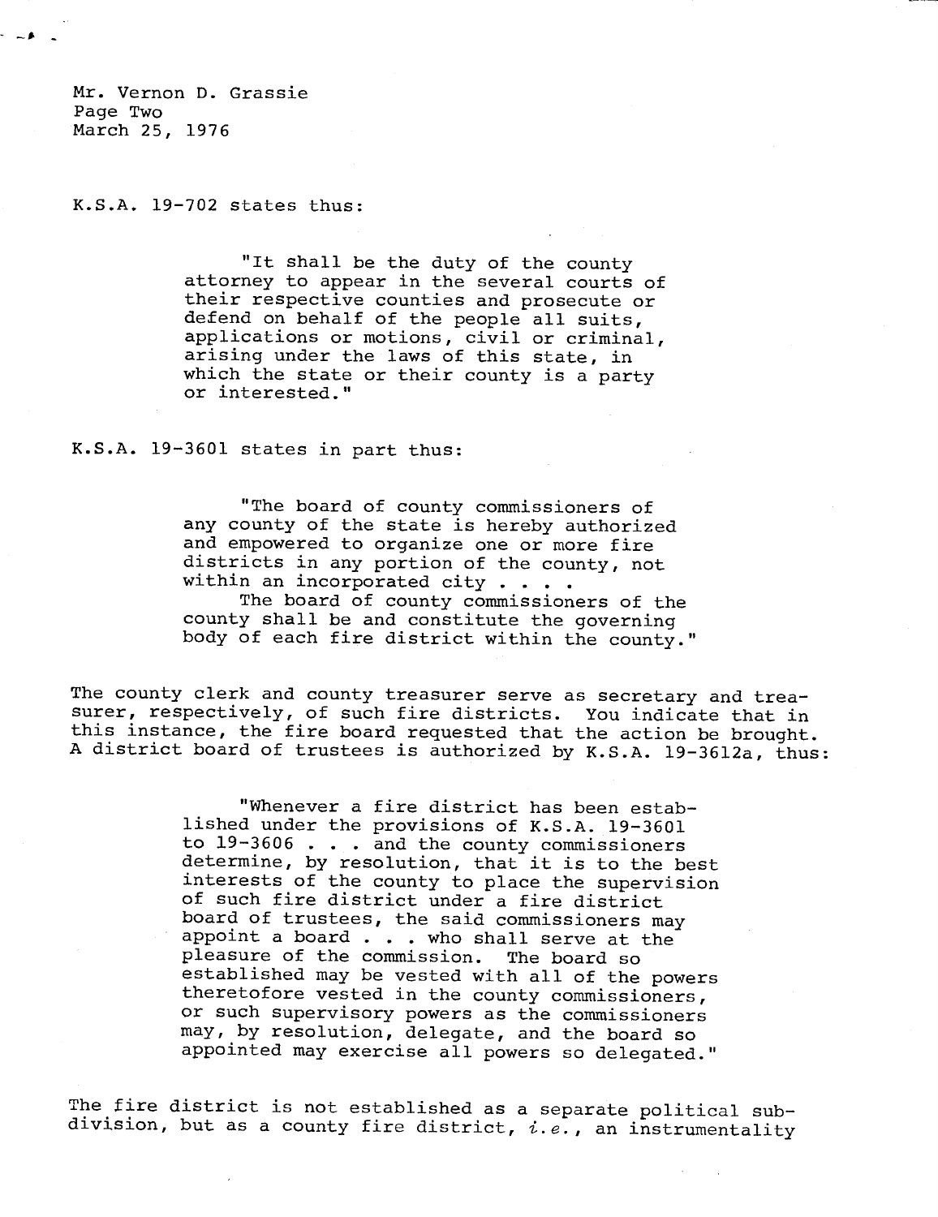Mr. Vernon D. Grassie
Page Two
March 25, 1976

K.S.A. 19-702 states thus:

> "It shall be the duty of the county attorney to appear in the several courts of their respective counties and prosecute or defend on behalf of the people all suits, applications or motions, civil or criminal, arising under the laws of this state, in which the state or their county is a party or interested."

K.S.A. 19-3601 states in part thus:

> "The board of county commissioners of any county of the state is hereby authorized and empowered to organize one or more fire districts in any portion of the county, not within an incorporated city . . . .
>
> The board of county commissioners of the county shall be and constitute the governing body of each fire district within the county."

The county clerk and county treasurer serve as secretary and treasurer, respectively, of such fire districts. You indicate that in this instance, the fire board requested that the action be brought. A district board of trustees is authorized by K.S.A. 19-3612a, thus:

> "Whenever a fire district has been established under the provisions of K.S.A. 19-3601 to 19-3606 . . . and the county commissioners determine, by resolution, that it is to the best interests of the county to place the supervision of such fire district under a fire district board of trustees, the said commissioners may appoint a board . . . who shall serve at the pleasure of the commission. The board so established may be vested with all of the powers theretofore vested in the county commissioners, or such supervisory powers as the commissioners may, by resolution, delegate, and the board so appointed may exercise all powers so delegated."

The fire district is not established as a separate political subdivision, but as a county fire district, *i.e.*, an instrumentality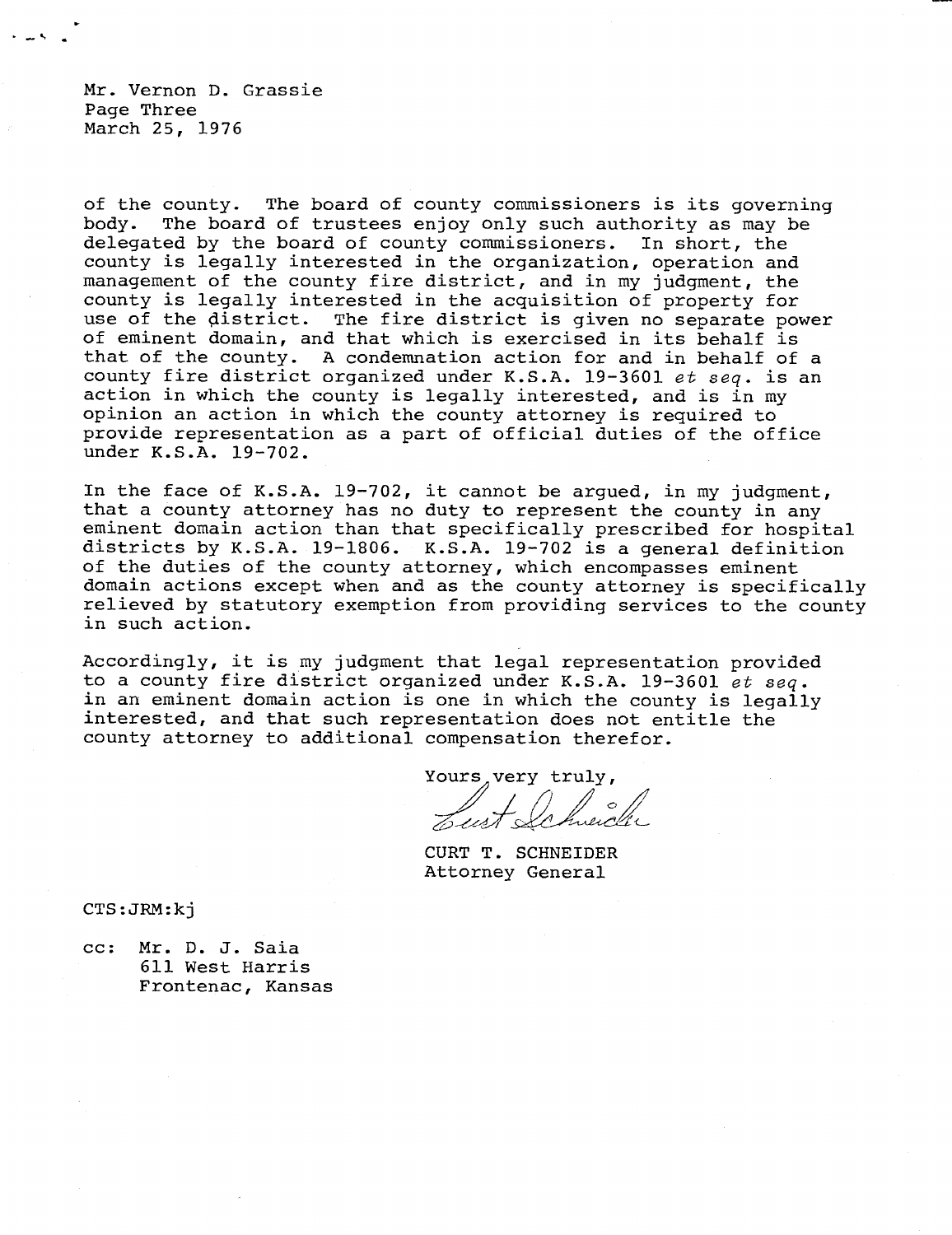of the county. The board of county commissioners is its governing body. The board of trustees enjoy only such authority as may be delegated by the board of county commissioners. In short, the county is legally interested in the organization, operation and management of the county fire district, and in my judgment, the county is legally interested in the acquisition of property for use of the district. The fire district is given no separate power of eminent domain, and that which is exercised in its behalf is that of the county. A condemnation action for and in behalf of a county fire district organized under K.S.A. 19-3601 *et seq.* is an action in which the county is legally interested, and is in my opinion an action in which the county attorney is required to provide representation as a part of official duties of the office under K.S.A. 19-702.

In the face of K.S.A. 19-702, it cannot be argued, in my judgment, that a county attorney has no duty to represent the county in any eminent domain action than that specifically prescribed for hospital districts by K.S.A. 19-1806. K.S.A. 19-702 is a general definition of the duties of the county attorney, which encompasses eminent domain actions except when and as the county attorney is specifically relieved by statutory exemption from providing services to the county in such action.

Accordingly, it is my judgment that legal representation provided to a county fire district organized under K.S.A. 19-3601 *et seq.* in an eminent domain action is one in which the county is legally interested, and that such representation does not entitle the county attorney to additional compensation therefor.

Yours very truly,

Curt Schneider

CURT T. SCHNEIDER
Attorney General

CTS:JRM:kj

cc: Mr. D. J. Saia
611 West Harris
Frontenac, Kansas